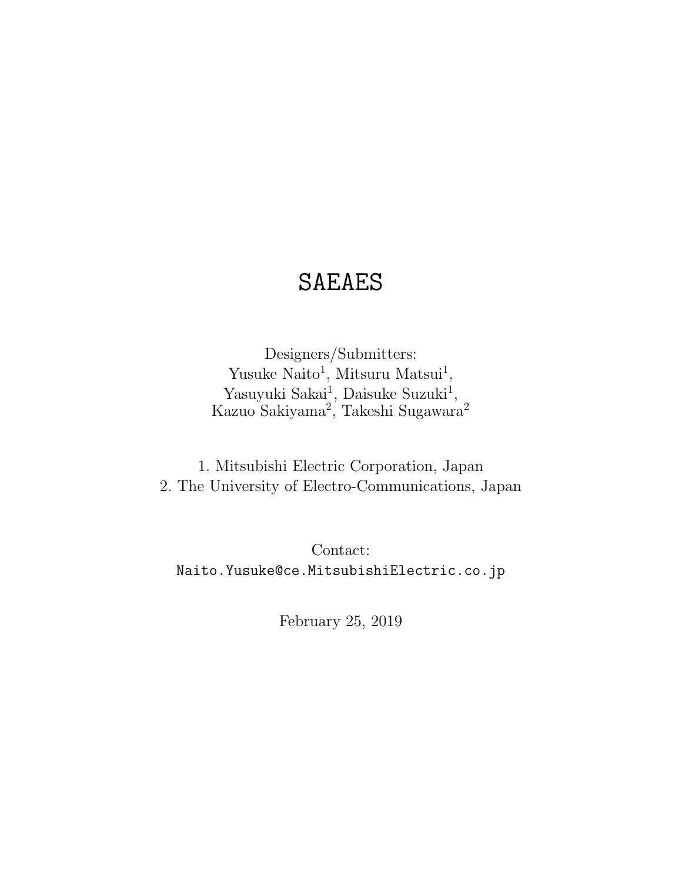# SAEAES

Designers/Submitters:
Yusuke Naito[1], Mitsuru Matsui[1],
Yasuyuki Sakai[1], Daisuke Suzuki[1],
Kazuo Sakiyama[2], Takeshi Sugawara[2]

1. Mitsubishi Electric Corporation, Japan
2. The University of Electro-Communications, Japan

Contact:
`Naito.Yusuke@ce.MitsubishiElectric.co.jp`

February 25, 2019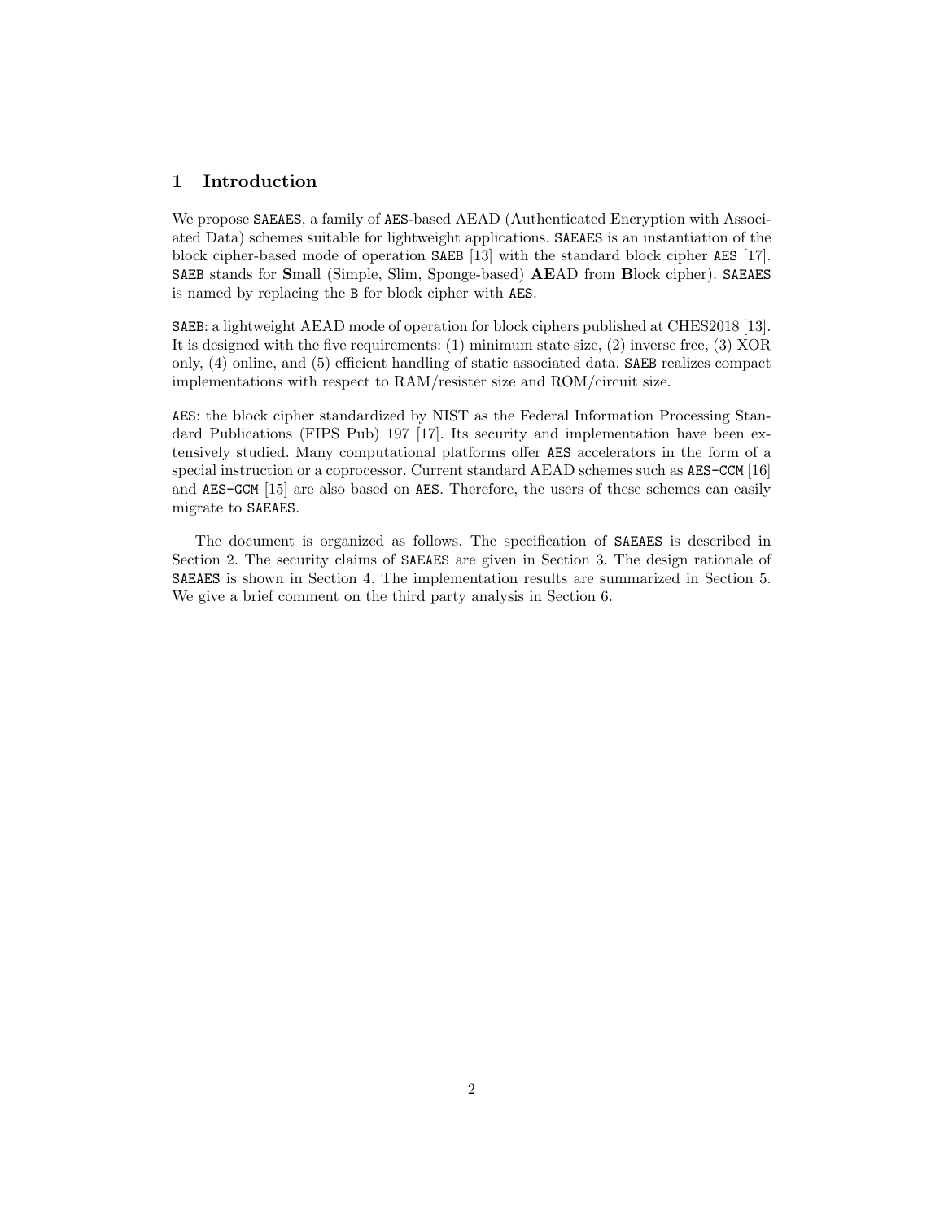## 1 Introduction

We propose SAEAES, a family of AES-based AEAD (Authenticated Encryption with Associated Data) schemes suitable for lightweight applications. SAEAES is an instantiation of the block cipher-based mode of operation SAEB [13] with the standard block cipher AES [17]. SAEB stands for **S**mall (Simple, Slim, Sponge-based) **AE**AD from **B**lock cipher). SAEAES is named by replacing the B for block cipher with AES.

SAEB: a lightweight AEAD mode of operation for block ciphers published at CHES2018 [13]. It is designed with the five requirements: (1) minimum state size, (2) inverse free, (3) XOR only, (4) online, and (5) efficient handling of static associated data. SAEB realizes compact implementations with respect to RAM/resister size and ROM/circuit size.

AES: the block cipher standardized by NIST as the Federal Information Processing Standard Publications (FIPS Pub) 197 [17]. Its security and implementation have been extensively studied. Many computational platforms offer AES accelerators in the form of a special instruction or a coprocessor. Current standard AEAD schemes such as AES-CCM [16] and AES-GCM [15] are also based on AES. Therefore, the users of these schemes can easily migrate to SAEAES.

The document is organized as follows. The specification of SAEAES is described in Section 2. The security claims of SAEAES are given in Section 3. The design rationale of SAEAES is shown in Section 4. The implementation results are summarized in Section 5. We give a brief comment on the third party analysis in Section 6.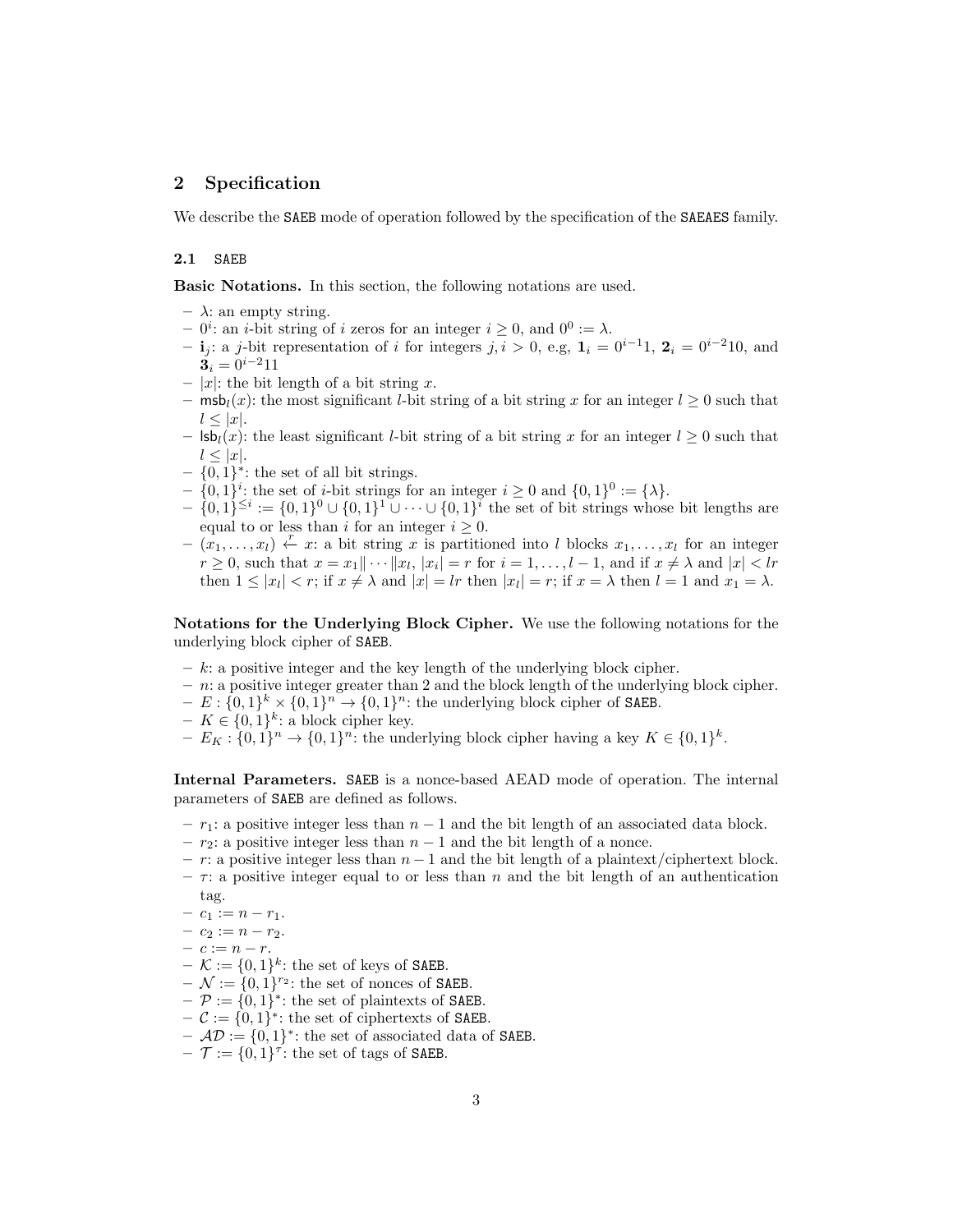## 2 Specification

We describe the SAEB mode of operation followed by the specification of the SAEAES family.

### 2.1 SAEB

**Basic Notations.** In this section, the following notations are used.

- $\lambda$: an empty string.
- $0^i$: an $i$-bit string of $i$ zeros for an integer $i \geq 0$, and $0^0 := \lambda$.
- $\mathbf{i}_j$: a $j$-bit representation of $i$ for integers $j, i > 0$, e.g, $\mathbf{1}_i = 0^{i-1}1$, $\mathbf{2}_i = 0^{i-2}10$, and $\mathbf{3}_i = 0^{i-2}11$
- $|x|$: the bit length of a bit string $x$.
- $\mathsf{msb}_l(x)$: the most significant $l$-bit string of a bit string $x$ for an integer $l \geq 0$ such that $l \leq |x|$.
- $\mathsf{lsb}_l(x)$: the least significant $l$-bit string of a bit string $x$ for an integer $l \geq 0$ such that $l \leq |x|$.
- $\{0,1\}^*$: the set of all bit strings.
- $\{0,1\}^i$: the set of $i$-bit strings for an integer $i \geq 0$ and $\{0,1\}^0 := \{\lambda\}$.
- $\{0,1\}^{\leq i} := \{0,1\}^0 \cup \{0,1\}^1 \cup \cdots \cup \{0,1\}^i$ the set of bit strings whose bit lengths are equal to or less than $i$ for an integer $i \geq 0$.
- $(x_1, \ldots, x_l) \xleftarrow{r} x$: a bit string $x$ is partitioned into $l$ blocks $x_1, \ldots, x_l$ for an integer $r \geq 0$, such that $x = x_1 \| \cdots \| x_l$, $|x_i| = r$ for $i = 1, \ldots, l-1$, and if $x \neq \lambda$ and $|x| < lr$ then $1 \leq |x_l| < r$; if $x \neq \lambda$ and $|x| = lr$ then $|x_l| = r$; if $x = \lambda$ then $l = 1$ and $x_1 = \lambda$.

**Notations for the Underlying Block Cipher.** We use the following notations for the underlying block cipher of SAEB.

- $k$: a positive integer and the key length of the underlying block cipher.
- $n$: a positive integer greater than 2 and the block length of the underlying block cipher.
- $E : \{0,1\}^k \times \{0,1\}^n \rightarrow \{0,1\}^n$: the underlying block cipher of SAEB.
- $K \in \{0,1\}^k$: a block cipher key.
- $E_K : \{0,1\}^n \rightarrow \{0,1\}^n$: the underlying block cipher having a key $K \in \{0,1\}^k$.

**Internal Parameters.** SAEB is a nonce-based AEAD mode of operation. The internal parameters of SAEB are defined as follows.

- $r_1$: a positive integer less than $n-1$ and the bit length of an associated data block.
- $r_2$: a positive integer less than $n-1$ and the bit length of a nonce.
- $r$: a positive integer less than $n-1$ and the bit length of a plaintext/ciphertext block.
- $\tau$: a positive integer equal to or less than $n$ and the bit length of an authentication tag.
- $c_1 := n - r_1$.
- $c_2 := n - r_2$.
- $c := n - r$.
- $\mathcal{K} := \{0,1\}^k$: the set of keys of SAEB.
- $\mathcal{N} := \{0,1\}^{r_2}$: the set of nonces of SAEB.
- $\mathcal{P} := \{0,1\}^*$: the set of plaintexts of SAEB.
- $\mathcal{C} := \{0,1\}^*$: the set of ciphertexts of SAEB.
- $\mathcal{AD} := \{0,1\}^*$: the set of associated data of SAEB.
- $\mathcal{T} := \{0,1\}^\tau$: the set of tags of SAEB.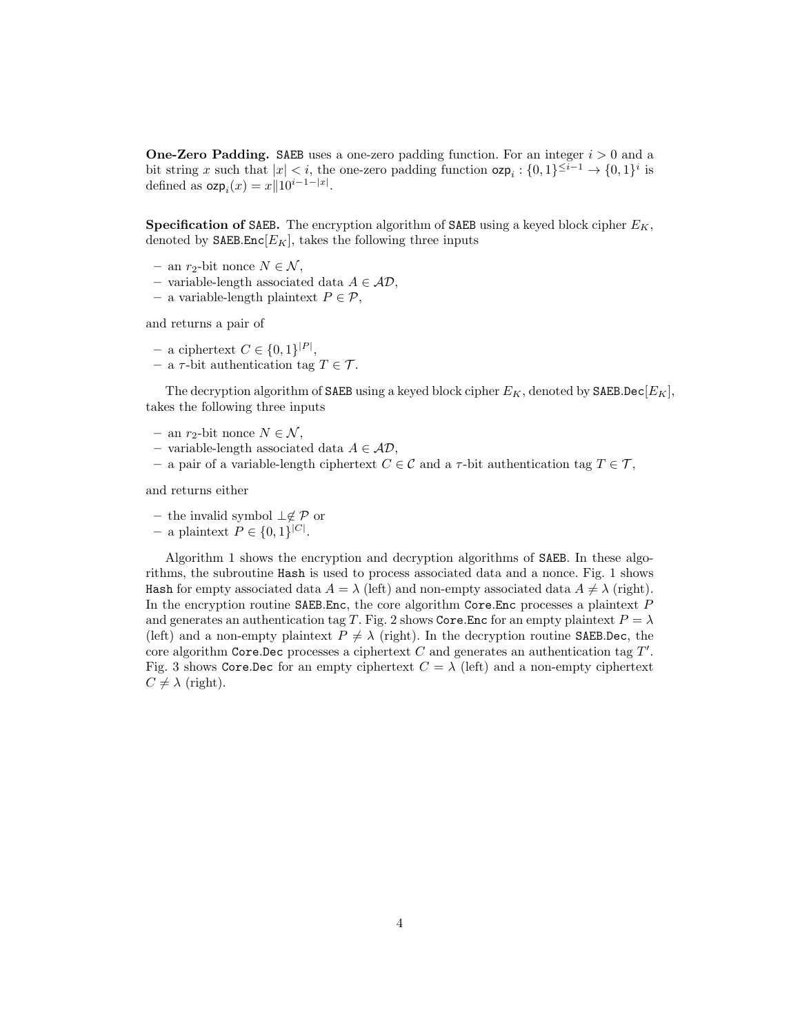**One-Zero Padding.** SAEB uses a one-zero padding function. For an integer $i > 0$ and a bit string $x$ such that $|x| < i$, the one-zero padding function $\mathsf{ozp}_i : \{0,1\}^{\leq i-1} \to \{0,1\}^i$ is defined as $\mathsf{ozp}_i(x) = x \| 10^{i-1-|x|}$.

**Specification of SAEB.** The encryption algorithm of SAEB using a keyed block cipher $E_K$, denoted by $\mathtt{SAEB.Enc}[E_K]$, takes the following three inputs

- an $r_2$-bit nonce $N \in \mathcal{N}$,
- variable-length associated data $A \in \mathcal{AD}$,
- a variable-length plaintext $P \in \mathcal{P}$,

and returns a pair of

- a ciphertext $C \in \{0,1\}^{|P|}$,
- a $\tau$-bit authentication tag $T \in \mathcal{T}$.

The decryption algorithm of SAEB using a keyed block cipher $E_K$, denoted by $\mathtt{SAEB.Dec}[E_K]$, takes the following three inputs

- an $r_2$-bit nonce $N \in \mathcal{N}$,
- variable-length associated data $A \in \mathcal{AD}$,
- a pair of a variable-length ciphertext $C \in \mathcal{C}$ and a $\tau$-bit authentication tag $T \in \mathcal{T}$,

and returns either

- the invalid symbol $\perp \notin \mathcal{P}$ or
- a plaintext $P \in \{0,1\}^{|C|}$.

Algorithm 1 shows the encryption and decryption algorithms of SAEB. In these algorithms, the subroutine Hash is used to process associated data and a nonce. Fig. 1 shows Hash for empty associated data $A = \lambda$ (left) and non-empty associated data $A \neq \lambda$ (right). In the encryption routine SAEB.Enc, the core algorithm Core.Enc processes a plaintext $P$ and generates an authentication tag $T$. Fig. 2 shows Core.Enc for an empty plaintext $P = \lambda$ (left) and a non-empty plaintext $P \neq \lambda$ (right). In the decryption routine SAEB.Dec, the core algorithm Core.Dec processes a ciphertext $C$ and generates an authentication tag $T'$. Fig. 3 shows Core.Dec for an empty ciphertext $C = \lambda$ (left) and a non-empty ciphertext $C \neq \lambda$ (right).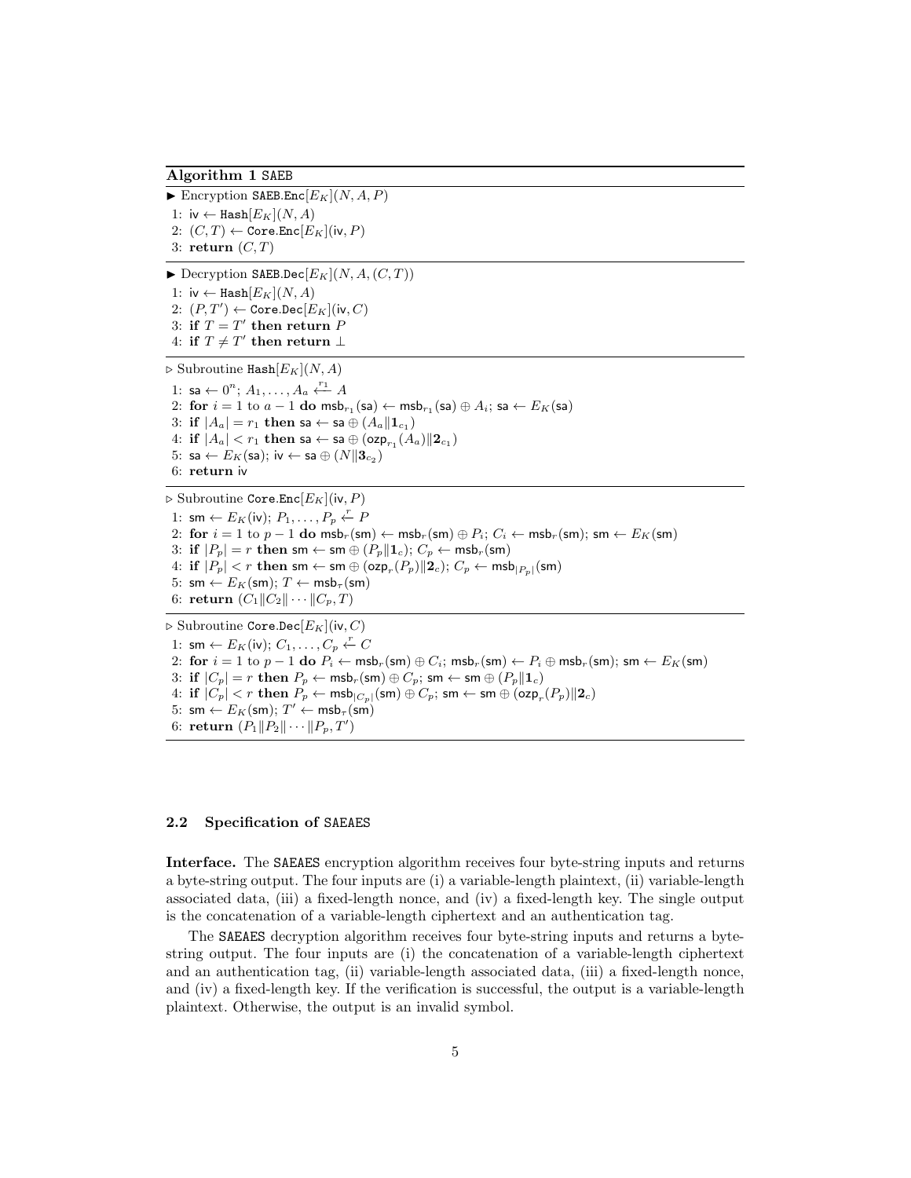**Algorithm 1** SAEB

▶ Encryption $\texttt{SAEB.Enc}[E_K](N, A, P)$

1: $\mathsf{iv} \leftarrow \texttt{Hash}[E_K](N, A)$
2: $(C, T) \leftarrow \texttt{Core.Enc}[E_K](\mathsf{iv}, P)$
3: **return** $(C, T)$

▶ Decryption $\texttt{SAEB.Dec}[E_K](N, A, (C, T))$

1: $\mathsf{iv} \leftarrow \texttt{Hash}[E_K](N, A)$
2: $(P, T') \leftarrow \texttt{Core.Dec}[E_K](\mathsf{iv}, C)$
3: **if** $T = T'$ **then return** $P$
4: **if** $T \neq T'$ **then return** $\perp$

▷ Subroutine $\texttt{Hash}[E_K](N, A)$

1: $\mathsf{sa} \leftarrow 0^n$; $A_1, \ldots, A_a \xleftarrow{r_1} A$
2: **for** $i = 1$ to $a - 1$ **do** $\mathsf{msb}_{r_1}(\mathsf{sa}) \leftarrow \mathsf{msb}_{r_1}(\mathsf{sa}) \oplus A_i$; $\mathsf{sa} \leftarrow E_K(\mathsf{sa})$
3: **if** $|A_a| = r_1$ **then** $\mathsf{sa} \leftarrow \mathsf{sa} \oplus (A_a \| \mathbf{1}_{c_1})$
4: **if** $|A_a| < r_1$ **then** $\mathsf{sa} \leftarrow \mathsf{sa} \oplus (\mathsf{ozp}_{r_1}(A_a) \| \mathbf{2}_{c_1})$
5: $\mathsf{sa} \leftarrow E_K(\mathsf{sa})$; $\mathsf{iv} \leftarrow \mathsf{sa} \oplus (N \| \mathbf{3}_{c_2})$
6: **return** $\mathsf{iv}$

▷ Subroutine $\texttt{Core.Enc}[E_K](\mathsf{iv}, P)$

1: $\mathsf{sm} \leftarrow E_K(\mathsf{iv})$; $P_1, \ldots, P_p \xleftarrow{r} P$
2: **for** $i = 1$ to $p - 1$ **do** $\mathsf{msb}_r(\mathsf{sm}) \leftarrow \mathsf{msb}_r(\mathsf{sm}) \oplus P_i$; $C_i \leftarrow \mathsf{msb}_r(\mathsf{sm})$; $\mathsf{sm} \leftarrow E_K(\mathsf{sm})$
3: **if** $|P_p| = r$ **then** $\mathsf{sm} \leftarrow \mathsf{sm} \oplus (P_p \| \mathbf{1}_c)$; $C_p \leftarrow \mathsf{msb}_r(\mathsf{sm})$
4: **if** $|P_p| < r$ **then** $\mathsf{sm} \leftarrow \mathsf{sm} \oplus (\mathsf{ozp}_r(P_p) \| \mathbf{2}_c)$; $C_p \leftarrow \mathsf{msb}_{|P_p|}(\mathsf{sm})$
5: $\mathsf{sm} \leftarrow E_K(\mathsf{sm})$; $T \leftarrow \mathsf{msb}_\tau(\mathsf{sm})$
6: **return** $(C_1 \| C_2 \| \cdots \| C_p, T)$

▷ Subroutine $\texttt{Core.Dec}[E_K](\mathsf{iv}, C)$

1: $\mathsf{sm} \leftarrow E_K(\mathsf{iv})$; $C_1, \ldots, C_p \xleftarrow{r} C$
2: **for** $i = 1$ to $p - 1$ **do** $P_i \leftarrow \mathsf{msb}_r(\mathsf{sm}) \oplus C_i$; $\mathsf{msb}_r(\mathsf{sm}) \leftarrow P_i \oplus \mathsf{msb}_r(\mathsf{sm})$; $\mathsf{sm} \leftarrow E_K(\mathsf{sm})$
3: **if** $|C_p| = r$ **then** $P_p \leftarrow \mathsf{msb}_r(\mathsf{sm}) \oplus C_p$; $\mathsf{sm} \leftarrow \mathsf{sm} \oplus (P_p \| \mathbf{1}_c)$
4: **if** $|C_p| < r$ **then** $P_p \leftarrow \mathsf{msb}_{|C_p|}(\mathsf{sm}) \oplus C_p$; $\mathsf{sm} \leftarrow \mathsf{sm} \oplus (\mathsf{ozp}_r(P_p) \| \mathbf{2}_c)$
5: $\mathsf{sm} \leftarrow E_K(\mathsf{sm})$; $T' \leftarrow \mathsf{msb}_\tau(\mathsf{sm})$
6: **return** $(P_1 \| P_2 \| \cdots \| P_p, T')$

### 2.2 Specification of SAEAES

**Interface.** The SAEAES encryption algorithm receives four byte-string inputs and returns a byte-string output. The four inputs are (i) a variable-length plaintext, (ii) variable-length associated data, (iii) a fixed-length nonce, and (iv) a fixed-length key. The single output is the concatenation of a variable-length ciphertext and an authentication tag.

The SAEAES decryption algorithm receives four byte-string inputs and returns a byte-string output. The four inputs are (i) the concatenation of a variable-length ciphertext and an authentication tag, (ii) variable-length associated data, (iii) a fixed-length nonce, and (iv) a fixed-length key. If the verification is successful, the output is a variable-length plaintext. Otherwise, the output is an invalid symbol.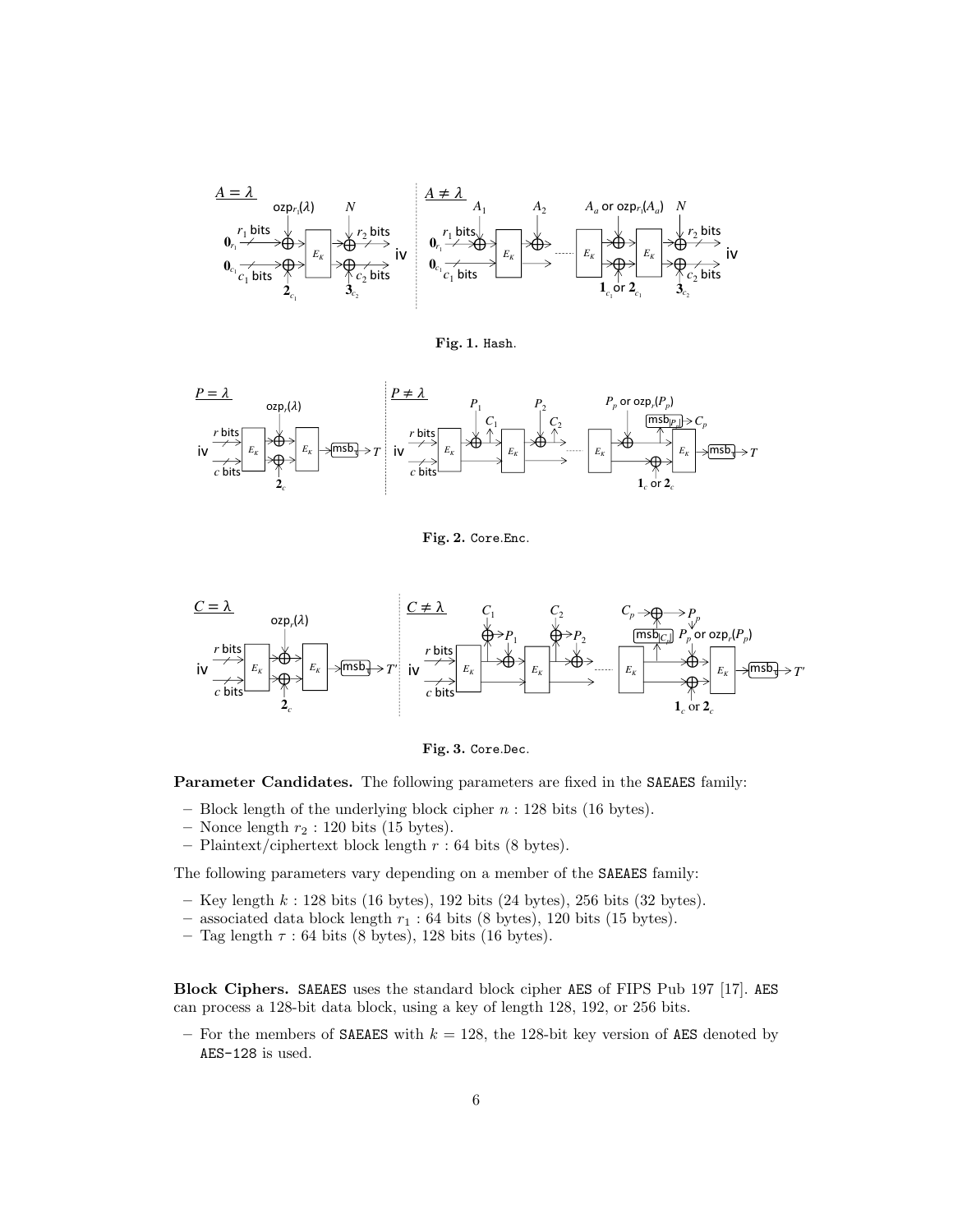**Fig. 1.** Hash.

**Fig. 2.** Core.Enc.

**Fig. 3.** Core.Dec.

**Parameter Candidates.** The following parameters are fixed in the SAEAES family:

- Block length of the underlying block cipher $n$ : 128 bits (16 bytes).
- Nonce length $r_2$ : 120 bits (15 bytes).
- Plaintext/ciphertext block length $r$ : 64 bits (8 bytes).

The following parameters vary depending on a member of the SAEAES family:

- Key length $k$ : 128 bits (16 bytes), 192 bits (24 bytes), 256 bits (32 bytes).
- associated data block length $r_1$ : 64 bits (8 bytes), 120 bits (15 bytes).
- Tag length $\tau$ : 64 bits (8 bytes), 128 bits (16 bytes).

**Block Ciphers.** SAEAES uses the standard block cipher AES of FIPS Pub 197 [17]. AES can process a 128-bit data block, using a key of length 128, 192, or 256 bits.

- For the members of SAEAES with $k = 128$, the 128-bit key version of AES denoted by AES-128 is used.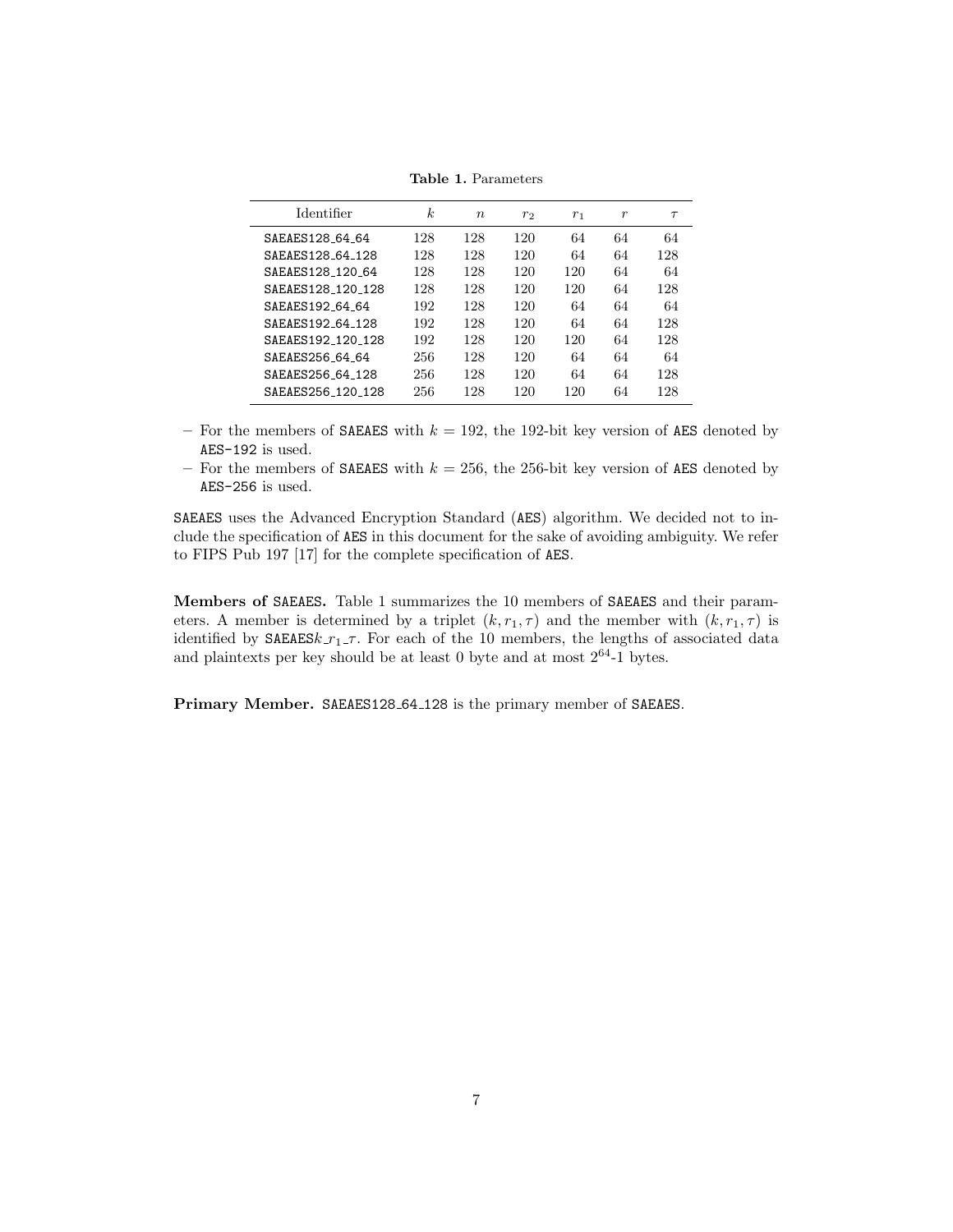**Table 1.** Parameters

| Identifier | $k$ | $n$ | $r_2$ | $r_1$ | $r$ | $\tau$ |
|---|---|---|---|---|---|---|
| SAEAES128_64_64 | 128 | 128 | 120 | 64 | 64 | 64 |
| SAEAES128_64_128 | 128 | 128 | 120 | 64 | 64 | 128 |
| SAEAES128_120_64 | 128 | 128 | 120 | 120 | 64 | 64 |
| SAEAES128_120_128 | 128 | 128 | 120 | 120 | 64 | 128 |
| SAEAES192_64_64 | 192 | 128 | 120 | 64 | 64 | 64 |
| SAEAES192_64_128 | 192 | 128 | 120 | 64 | 64 | 128 |
| SAEAES192_120_128 | 192 | 128 | 120 | 120 | 64 | 128 |
| SAEAES256_64_64 | 256 | 128 | 120 | 64 | 64 | 64 |
| SAEAES256_64_128 | 256 | 128 | 120 | 64 | 64 | 128 |
| SAEAES256_120_128 | 256 | 128 | 120 | 120 | 64 | 128 |

- For the members of SAEAES with $k = 192$, the 192-bit key version of AES denoted by AES-192 is used.
- For the members of SAEAES with $k = 256$, the 256-bit key version of AES denoted by AES-256 is used.

SAEAES uses the Advanced Encryption Standard (AES) algorithm. We decided not to include the specification of AES in this document for the sake of avoiding ambiguity. We refer to FIPS Pub 197 [17] for the complete specification of AES.

**Members of SAEAES.** Table 1 summarizes the 10 members of SAEAES and their parameters. A member is determined by a triplet $(k, r_1, \tau)$ and the member with $(k, r_1, \tau)$ is identified by SAEAES$k\_r_1\_\tau$. For each of the 10 members, the lengths of associated data and plaintexts per key should be at least 0 byte and at most $2^{64}$-1 bytes.

**Primary Member.** SAEAES128_64_128 is the primary member of SAEAES.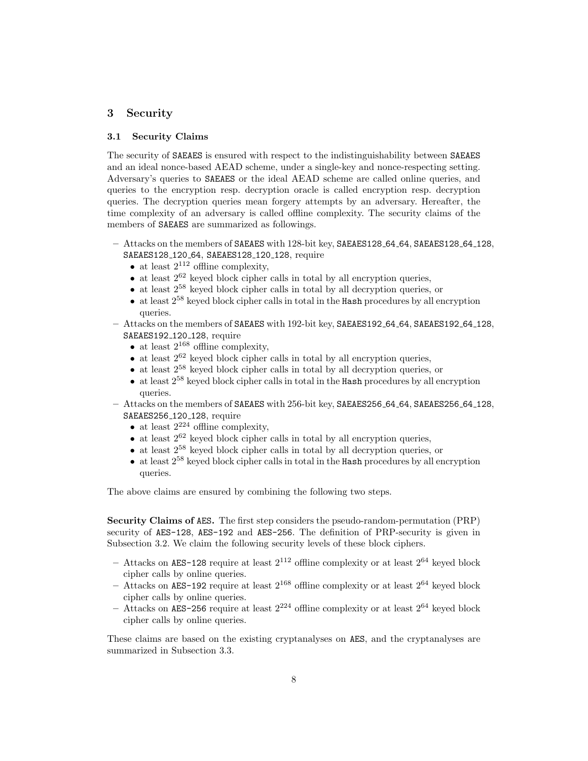## 3 Security

### 3.1 Security Claims

The security of SAEAES is ensured with respect to the indistinguishability between SAEAES and an ideal nonce-based AEAD scheme, under a single-key and nonce-respecting setting. Adversary's queries to SAEAES or the ideal AEAD scheme are called online queries, and queries to the encryption resp. decryption oracle is called encryption resp. decryption queries. The decryption queries mean forgery attempts by an adversary. Hereafter, the time complexity of an adversary is called offline complexity. The security claims of the members of SAEAES are summarized as followings.

- Attacks on the members of SAEAES with 128-bit key, SAEAES128_64_64, SAEAES128_64_128, SAEAES128_120_64, SAEAES128_120_128, require
  - at least $2^{112}$ offline complexity,
  - at least $2^{62}$ keyed block cipher calls in total by all encryption queries,
  - at least $2^{58}$ keyed block cipher calls in total by all decryption queries, or
  - at least $2^{58}$ keyed block cipher calls in total in the Hash procedures by all encryption queries.
- Attacks on the members of SAEAES with 192-bit key, SAEAES192_64_64, SAEAES192_64_128, SAEAES192_120_128, require
  - at least $2^{168}$ offline complexity,
  - at least $2^{62}$ keyed block cipher calls in total by all encryption queries,
  - at least $2^{58}$ keyed block cipher calls in total by all decryption queries, or
  - at least $2^{58}$ keyed block cipher calls in total in the Hash procedures by all encryption queries.
- Attacks on the members of SAEAES with 256-bit key, SAEAES256_64_64, SAEAES256_64_128, SAEAES256_120_128, require
  - at least $2^{224}$ offline complexity,
  - at least $2^{62}$ keyed block cipher calls in total by all encryption queries,
  - at least $2^{58}$ keyed block cipher calls in total by all decryption queries, or
  - at least $2^{58}$ keyed block cipher calls in total in the Hash procedures by all encryption queries.

The above claims are ensured by combining the following two steps.

**Security Claims of AES.** The first step considers the pseudo-random-permutation (PRP) security of AES-128, AES-192 and AES-256. The definition of PRP-security is given in Subsection 3.2. We claim the following security levels of these block ciphers.

- Attacks on AES-128 require at least $2^{112}$ offline complexity or at least $2^{64}$ keyed block cipher calls by online queries.
- Attacks on AES-192 require at least $2^{168}$ offline complexity or at least $2^{64}$ keyed block cipher calls by online queries.
- Attacks on AES-256 require at least $2^{224}$ offline complexity or at least $2^{64}$ keyed block cipher calls by online queries.

These claims are based on the existing cryptanalyses on AES, and the cryptanalyses are summarized in Subsection 3.3.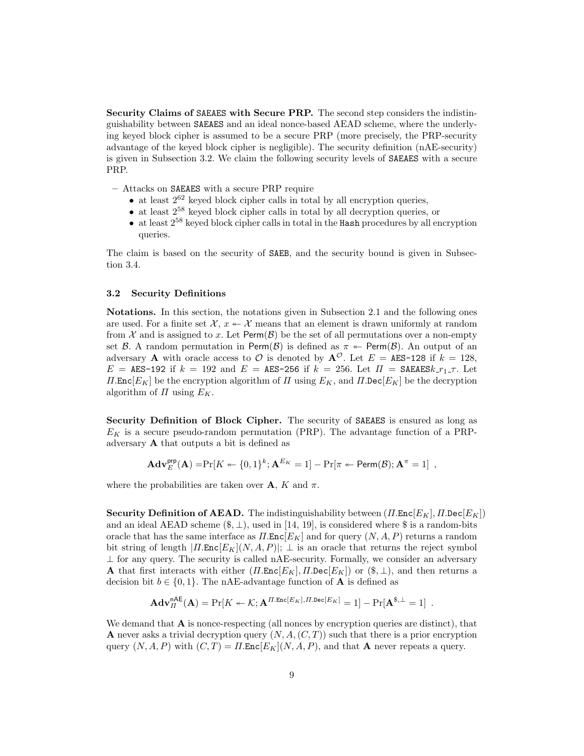**Security Claims of SAEAES with Secure PRP.** The second step considers the indistinguishability between SAEAES and an ideal nonce-based AEAD scheme, where the underlying keyed block cipher is assumed to be a secure PRP (more precisely, the PRP-security advantage of the keyed block cipher is negligible). The security definition (nAE-security) is given in Subsection 3.2. We claim the following security levels of SAEAES with a secure PRP.

- Attacks on SAEAES with a secure PRP require
  - at least $2^{62}$ keyed block cipher calls in total by all encryption queries,
  - at least $2^{58}$ keyed block cipher calls in total by all decryption queries, or
  - at least $2^{58}$ keyed block cipher calls in total in the Hash procedures by all encryption queries.

The claim is based on the security of SAEB, and the security bound is given in Subsection 3.4.

### 3.2 Security Definitions

**Notations.** In this section, the notations given in Subsection 2.1 and the following ones are used. For a finite set $\mathcal{X}$, $x \twoheadleftarrow \mathcal{X}$ means that an element is drawn uniformly at random from $\mathcal{X}$ and is assigned to $x$. Let $\mathsf{Perm}(\mathcal{B})$ be the set of all permutations over a non-empty set $\mathcal{B}$. A random permutation in $\mathsf{Perm}(\mathcal{B})$ is defined as $\pi \twoheadleftarrow \mathsf{Perm}(\mathcal{B})$. An output of an adversary $\mathbf{A}$ with oracle access to $\mathcal{O}$ is denoted by $\mathbf{A}^{\mathcal{O}}$. Let $E =$ AES-128 if $k = 128$, $E =$ AES-192 if $k = 192$ and $E =$ AES-256 if $k = 256$. Let $\mathit{\Pi} =$ SAEAES$k\_r_1\_\tau$. Let $\mathit{\Pi}.\mathtt{Enc}[E_K]$ be the encryption algorithm of $\mathit{\Pi}$ using $E_K$, and $\mathit{\Pi}.\mathtt{Dec}[E_K]$ be the decryption algorithm of $\mathit{\Pi}$ using $E_K$.

**Security Definition of Block Cipher.** The security of SAEAES is ensured as long as $E_K$ is a secure pseudo-random permutation (PRP). The advantage function of a PRP-adversary $\mathbf{A}$ that outputs a bit is defined as

$$\mathbf{Adv}_E^{\mathsf{prp}}(\mathbf{A}) = \Pr[K \twoheadleftarrow \{0,1\}^k; \mathbf{A}^{E_K} = 1] - \Pr[\pi \twoheadleftarrow \mathsf{Perm}(\mathcal{B}); \mathbf{A}^{\pi} = 1] \ ,$$

where the probabilities are taken over $\mathbf{A}$, $K$ and $\pi$.

**Security Definition of AEAD.** The indistinguishability between $(\mathit{\Pi}.\mathtt{Enc}[E_K], \mathit{\Pi}.\mathtt{Dec}[E_K])$ and an ideal AEAD scheme $(\$, \bot)$, used in [14, 19], is considered where \$ is a random-bits oracle that has the same interface as $\mathit{\Pi}.\mathtt{Enc}[E_K]$ and for query $(N, A, P)$ returns a random bit string of length $|\mathit{\Pi}.\mathtt{Enc}[E_K](N, A, P)|$; $\bot$ is an oracle that returns the reject symbol $\bot$ for any query. The security is called nAE-security. Formally, we consider an adversary $\mathbf{A}$ that first interacts with either $(\mathit{\Pi}.\mathtt{Enc}[E_K], \mathit{\Pi}.\mathtt{Dec}[E_K])$ or $(\$, \bot)$, and then returns a decision bit $b \in \{0, 1\}$. The nAE-advantage function of $\mathbf{A}$ is defined as

$$\mathbf{Adv}_{\mathit{\Pi}}^{\mathsf{nAE}}(\mathbf{A}) = \Pr[K \twoheadleftarrow \mathcal{K}; \mathbf{A}^{\mathit{\Pi}.\mathtt{Enc}[E_K], \mathit{\Pi}.\mathtt{Dec}[E_K]} = 1] - \Pr[\mathbf{A}^{\$, \bot} = 1] \ .$$

We demand that $\mathbf{A}$ is nonce-respecting (all nonces by encryption queries are distinct), that $\mathbf{A}$ never asks a trivial decryption query $(N, A, (C, T))$ such that there is a prior encryption query $(N, A, P)$ with $(C, T) = \mathit{\Pi}.\mathtt{Enc}[E_K](N, A, P)$, and that $\mathbf{A}$ never repeats a query.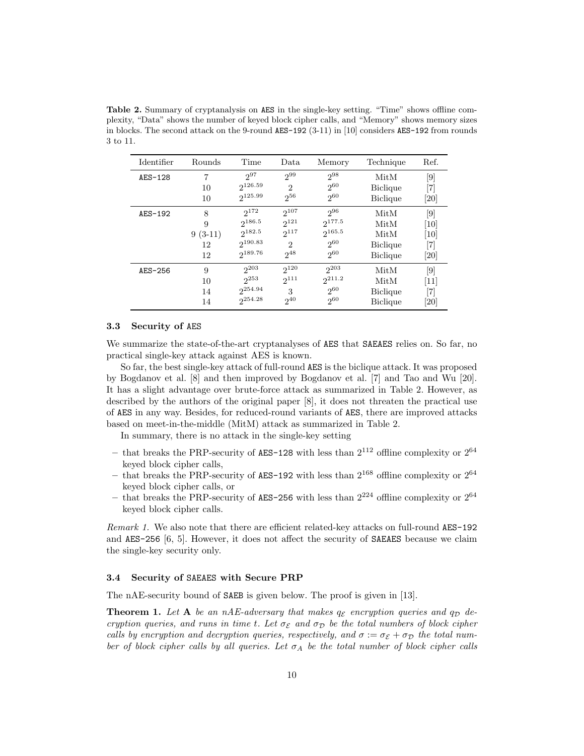**Table 2.** Summary of cryptanalysis on AES in the single-key setting. "Time" shows offline complexity, "Data" shows the number of keyed block cipher calls, and "Memory" shows memory sizes in blocks. The second attack on the 9-round AES-192 (3-11) in [10] considers AES-192 from rounds 3 to 11.

| Identifier | Rounds | Time | Data | Memory | Technique | Ref. |
|---|---|---|---|---|---|---|
| AES-128 | 7 | $2^{97}$ | $2^{99}$ | $2^{98}$ | MitM | [9] |
| | 10 | $2^{126.59}$ | 2 | $2^{60}$ | Biclique | [7] |
| | 10 | $2^{125.99}$ | $2^{56}$ | $2^{60}$ | Biclique | [20] |
| AES-192 | 8 | $2^{172}$ | $2^{107}$ | $2^{96}$ | MitM | [9] |
| | 9 | $2^{186.5}$ | $2^{121}$ | $2^{177.5}$ | MitM | [10] |
| | 9 (3-11) | $2^{182.5}$ | $2^{117}$ | $2^{165.5}$ | MitM | [10] |
| | 12 | $2^{190.83}$ | 2 | $2^{60}$ | Biclique | [7] |
| | 12 | $2^{189.76}$ | $2^{48}$ | $2^{60}$ | Biclique | [20] |
| AES-256 | 9 | $2^{203}$ | $2^{120}$ | $2^{203}$ | MitM | [9] |
| | 10 | $2^{253}$ | $2^{111}$ | $2^{211.2}$ | MitM | [11] |
| | 14 | $2^{254.94}$ | 3 | $2^{60}$ | Biclique | [7] |
| | 14 | $2^{254.28}$ | $2^{40}$ | $2^{60}$ | Biclique | [20] |

### 3.3 Security of AES

We summarize the state-of-the-art cryptanalyses of AES that SAEAES relies on. So far, no practical single-key attack against AES is known.

So far, the best single-key attack of full-round AES is the biclique attack. It was proposed by Bogdanov et al. [8] and then improved by Bogdanov et al. [7] and Tao and Wu [20]. It has a slight advantage over brute-force attack as summarized in Table 2. However, as described by the authors of the original paper [8], it does not threaten the practical use of AES in any way. Besides, for reduced-round variants of AES, there are improved attacks based on meet-in-the-middle (MitM) attack as summarized in Table 2.

In summary, there is no attack in the single-key setting

- that breaks the PRP-security of AES-128 with less than $2^{112}$ offline complexity or $2^{64}$ keyed block cipher calls,
- that breaks the PRP-security of AES-192 with less than $2^{168}$ offline complexity or $2^{64}$ keyed block cipher calls, or
- that breaks the PRP-security of AES-256 with less than $2^{224}$ offline complexity or $2^{64}$ keyed block cipher calls.

*Remark 1.* We also note that there are efficient related-key attacks on full-round AES-192 and AES-256 [6, 5]. However, it does not affect the security of SAEAES because we claim the single-key security only.

### 3.4 Security of SAEAES with Secure PRP

The nAE-security bound of SAEB is given below. The proof is given in [13].

**Theorem 1.** *Let* $\mathbf{A}$ *be an nAE-adversary that makes* $q_{\mathcal{E}}$ *encryption queries and* $q_{\mathcal{D}}$ *decryption queries, and runs in time* $t$*. Let* $\sigma_{\mathcal{E}}$ *and* $\sigma_{\mathcal{D}}$ *be the total numbers of block cipher calls by encryption and decryption queries, respectively, and* $\sigma := \sigma_{\mathcal{E}} + \sigma_{\mathcal{D}}$ *the total number of block cipher calls by all queries. Let* $\sigma_A$ *be the total number of block cipher calls*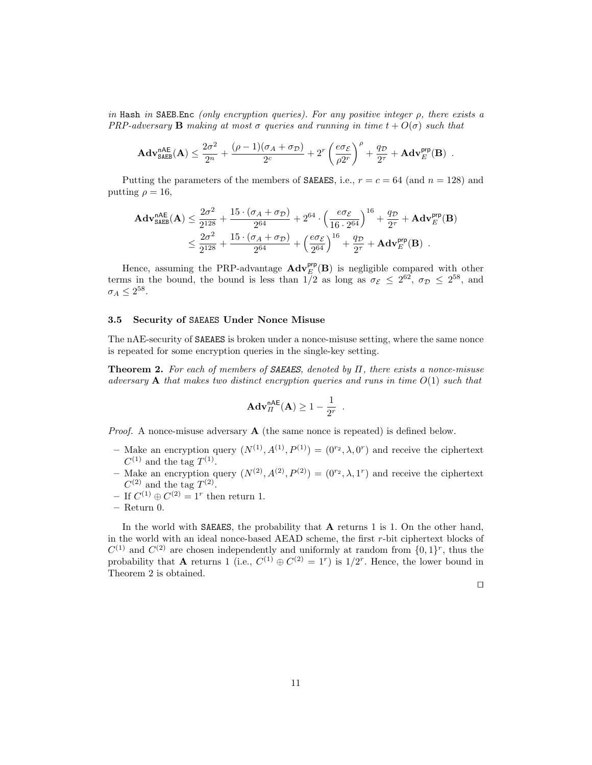*in* Hash *in* SAEB.Enc *(only encryption queries). For any positive integer* $\rho$*, there exists a PRP-adversary* $\mathbf{B}$ *making at most* $\sigma$ *queries and running in time* $t + O(\sigma)$ *such that*

$$\mathbf{Adv}^{\mathsf{nAE}}_{\mathtt{SAEB}}(\mathbf{A}) \le \frac{2\sigma^2}{2^n} + \frac{(\rho-1)(\sigma_A + \sigma_{\mathcal{D}})}{2^c} + 2^r \left(\frac{e\sigma_{\mathcal{E}}}{\rho 2^r}\right)^{\rho} + \frac{q_{\mathcal{D}}}{2^\tau} + \mathbf{Adv}^{\mathsf{prp}}_{E}(\mathbf{B}) \enspace .$$

Putting the parameters of the members of SAEAES, i.e., $r = c = 64$ (and $n = 128$) and putting $\rho = 16$,

$$\begin{aligned}
\mathbf{Adv}^{\mathsf{nAE}}_{\mathtt{SAEB}}(\mathbf{A}) &\le \frac{2\sigma^2}{2^{128}} + \frac{15 \cdot (\sigma_A + \sigma_{\mathcal{D}})}{2^{64}} + 2^{64} \cdot \left(\frac{e\sigma_{\mathcal{E}}}{16 \cdot 2^{64}}\right)^{16} + \frac{q_{\mathcal{D}}}{2^\tau} + \mathbf{Adv}^{\mathsf{prp}}_{E}(\mathbf{B}) \\
&\le \frac{2\sigma^2}{2^{128}} + \frac{15 \cdot (\sigma_A + \sigma_{\mathcal{D}})}{2^{64}} + \left(\frac{e\sigma_{\mathcal{E}}}{2^{64}}\right)^{16} + \frac{q_{\mathcal{D}}}{2^\tau} + \mathbf{Adv}^{\mathsf{prp}}_{E}(\mathbf{B}) \enspace .
\end{aligned}$$

Hence, assuming the PRP-advantage $\mathbf{Adv}^{\mathsf{prp}}_{E}(\mathbf{B})$ is negligible compared with other terms in the bound, the bound is less than 1/2 as long as $\sigma_{\mathcal{E}} \le 2^{62}$, $\sigma_{\mathcal{D}} \le 2^{58}$, and $\sigma_A \le 2^{58}$.

### 3.5 Security of SAEAES Under Nonce Misuse

The nAE-security of SAEAES is broken under a nonce-misuse setting, where the same nonce is repeated for some encryption queries in the single-key setting.

**Theorem 2.** *For each of members of* ***SAEAES****, denoted by* $\Pi$*, there exists a nonce-misuse adversary* $\mathbf{A}$ *that makes two distinct encryption queries and runs in time* $O(1)$ *such that*

$$\mathbf{Adv}^{\mathsf{nAE}}_{\Pi}(\mathbf{A}) \ge 1 - \frac{1}{2^r} \enspace .$$

*Proof.* A nonce-misuse adversary $\mathbf{A}$ (the same nonce is repeated) is defined below.

- Make an encryption query $(N^{(1)}, A^{(1)}, P^{(1)}) = (0^{r_2}, \lambda, 0^r)$ and receive the ciphertext $C^{(1)}$ and the tag $T^{(1)}$.
- Make an encryption query $(N^{(2)}, A^{(2)}, P^{(2)}) = (0^{r_2}, \lambda, 1^r)$ and receive the ciphertext $C^{(2)}$ and the tag $T^{(2)}$.
- If $C^{(1)} \oplus C^{(2)} = 1^r$ then return 1.
- Return 0.

In the world with SAEAES, the probability that $\mathbf{A}$ returns 1 is 1. On the other hand, in the world with an ideal nonce-based AEAD scheme, the first $r$-bit ciphertext blocks of $C^{(1)}$ and $C^{(2)}$ are chosen independently and uniformly at random from $\{0,1\}^r$, thus the probability that $\mathbf{A}$ returns 1 (i.e., $C^{(1)} \oplus C^{(2)} = 1^r$) is $1/2^r$. Hence, the lower bound in Theorem 2 is obtained.

□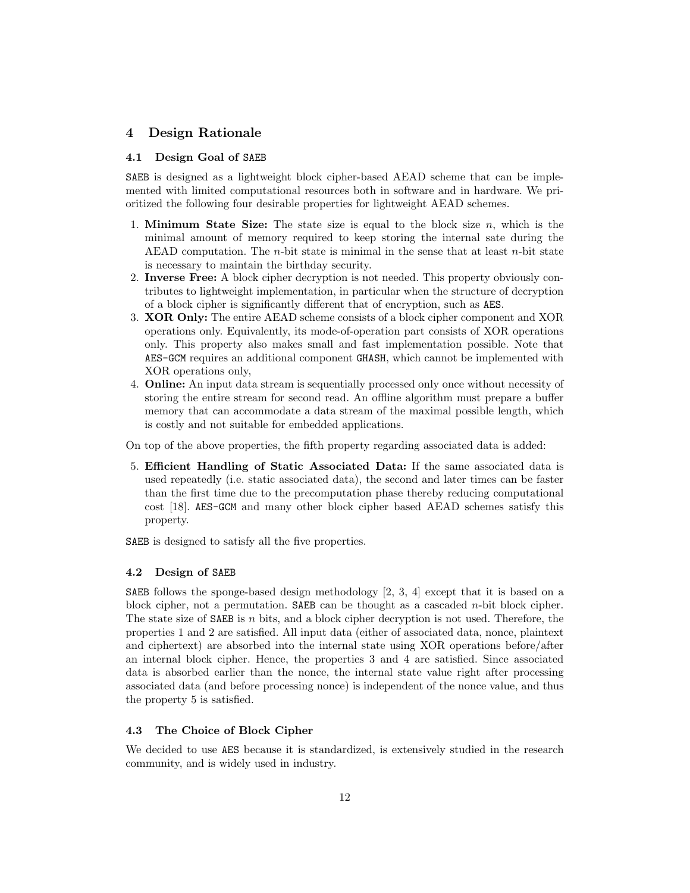## 4 Design Rationale

### 4.1 Design Goal of SAEB

SAEB is designed as a lightweight block cipher-based AEAD scheme that can be implemented with limited computational resources both in software and in hardware. We prioritized the following four desirable properties for lightweight AEAD schemes.

1. **Minimum State Size:** The state size is equal to the block size $n$, which is the minimal amount of memory required to keep storing the internal sate during the AEAD computation. The $n$-bit state is minimal in the sense that at least $n$-bit state is necessary to maintain the birthday security.
2. **Inverse Free:** A block cipher decryption is not needed. This property obviously contributes to lightweight implementation, in particular when the structure of decryption of a block cipher is significantly different that of encryption, such as AES.
3. **XOR Only:** The entire AEAD scheme consists of a block cipher component and XOR operations only. Equivalently, its mode-of-operation part consists of XOR operations only. This property also makes small and fast implementation possible. Note that AES-GCM requires an additional component GHASH, which cannot be implemented with XOR operations only,
4. **Online:** An input data stream is sequentially processed only once without necessity of storing the entire stream for second read. An offline algorithm must prepare a buffer memory that can accommodate a data stream of the maximal possible length, which is costly and not suitable for embedded applications.

On top of the above properties, the fifth property regarding associated data is added:

5. **Efficient Handling of Static Associated Data:** If the same associated data is used repeatedly (i.e. static associated data), the second and later times can be faster than the first time due to the precomputation phase thereby reducing computational cost [18]. AES-GCM and many other block cipher based AEAD schemes satisfy this property.

SAEB is designed to satisfy all the five properties.

### 4.2 Design of SAEB

SAEB follows the sponge-based design methodology [2, 3, 4] except that it is based on a block cipher, not a permutation. SAEB can be thought as a cascaded $n$-bit block cipher. The state size of SAEB is $n$ bits, and a block cipher decryption is not used. Therefore, the properties 1 and 2 are satisfied. All input data (either of associated data, nonce, plaintext and ciphertext) are absorbed into the internal state using XOR operations before/after an internal block cipher. Hence, the properties 3 and 4 are satisfied. Since associated data is absorbed earlier than the nonce, the internal state value right after processing associated data (and before processing nonce) is independent of the nonce value, and thus the property 5 is satisfied.

### 4.3 The Choice of Block Cipher

We decided to use AES because it is standardized, is extensively studied in the research community, and is widely used in industry.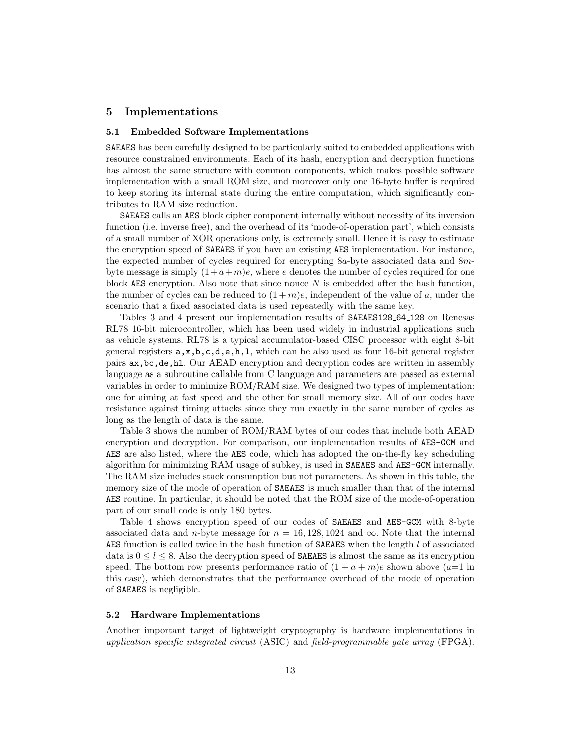## 5 Implementations

### 5.1 Embedded Software Implementations

SAEAES has been carefully designed to be particularly suited to embedded applications with resource constrained environments. Each of its hash, encryption and decryption functions has almost the same structure with common components, which makes possible software implementation with a small ROM size, and moreover only one 16-byte buffer is required to keep storing its internal state during the entire computation, which significantly contributes to RAM size reduction.

SAEAES calls an AES block cipher component internally without necessity of its inversion function (i.e. inverse free), and the overhead of its 'mode-of-operation part', which consists of a small number of XOR operations only, is extremely small. Hence it is easy to estimate the encryption speed of SAEAES if you have an existing AES implementation. For instance, the expected number of cycles required for encrypting $8a$-byte associated data and $8m$-byte message is simply $(1+a+m)e$, where $e$ denotes the number of cycles required for one block AES encryption. Also note that since nonce $N$ is embedded after the hash function, the number of cycles can be reduced to $(1+m)e$, independent of the value of $a$, under the scenario that a fixed associated data is used repeatedly with the same key.

Tables 3 and 4 present our implementation results of SAEAES128_64_128 on Renesas RL78 16-bit microcontroller, which has been used widely in industrial applications such as vehicle systems. RL78 is a typical accumulator-based CISC processor with eight 8-bit general registers a,x,b,c,d,e,h,l, which can be also used as four 16-bit general register pairs ax,bc,de,hl. Our AEAD encryption and decryption codes are written in assembly language as a subroutine callable from C language and parameters are passed as external variables in order to minimize ROM/RAM size. We designed two types of implementation: one for aiming at fast speed and the other for small memory size. All of our codes have resistance against timing attacks since they run exactly in the same number of cycles as long as the length of data is the same.

Table 3 shows the number of ROM/RAM bytes of our codes that include both AEAD encryption and decryption. For comparison, our implementation results of AES-GCM and AES are also listed, where the AES code, which has adopted the on-the-fly key scheduling algorithm for minimizing RAM usage of subkey, is used in SAEAES and AES-GCM internally. The RAM size includes stack consumption but not parameters. As shown in this table, the memory size of the mode of operation of SAEAES is much smaller than that of the internal AES routine. In particular, it should be noted that the ROM size of the mode-of-operation part of our small code is only 180 bytes.

Table 4 shows encryption speed of our codes of SAEAES and AES-GCM with 8-byte associated data and $n$-byte message for $n = 16, 128, 1024$ and $\infty$. Note that the internal AES function is called twice in the hash function of SAEAES when the length $l$ of associated data is $0 \leq l \leq 8$. Also the decryption speed of SAEAES is almost the same as its encryption speed. The bottom row presents performance ratio of $(1 + a + m)e$ shown above ($a$=1 in this case), which demonstrates that the performance overhead of the mode of operation of SAEAES is negligible.

### 5.2 Hardware Implementations

Another important target of lightweight cryptography is hardware implementations in *application specific integrated circuit* (ASIC) and *field-programmable gate array* (FPGA).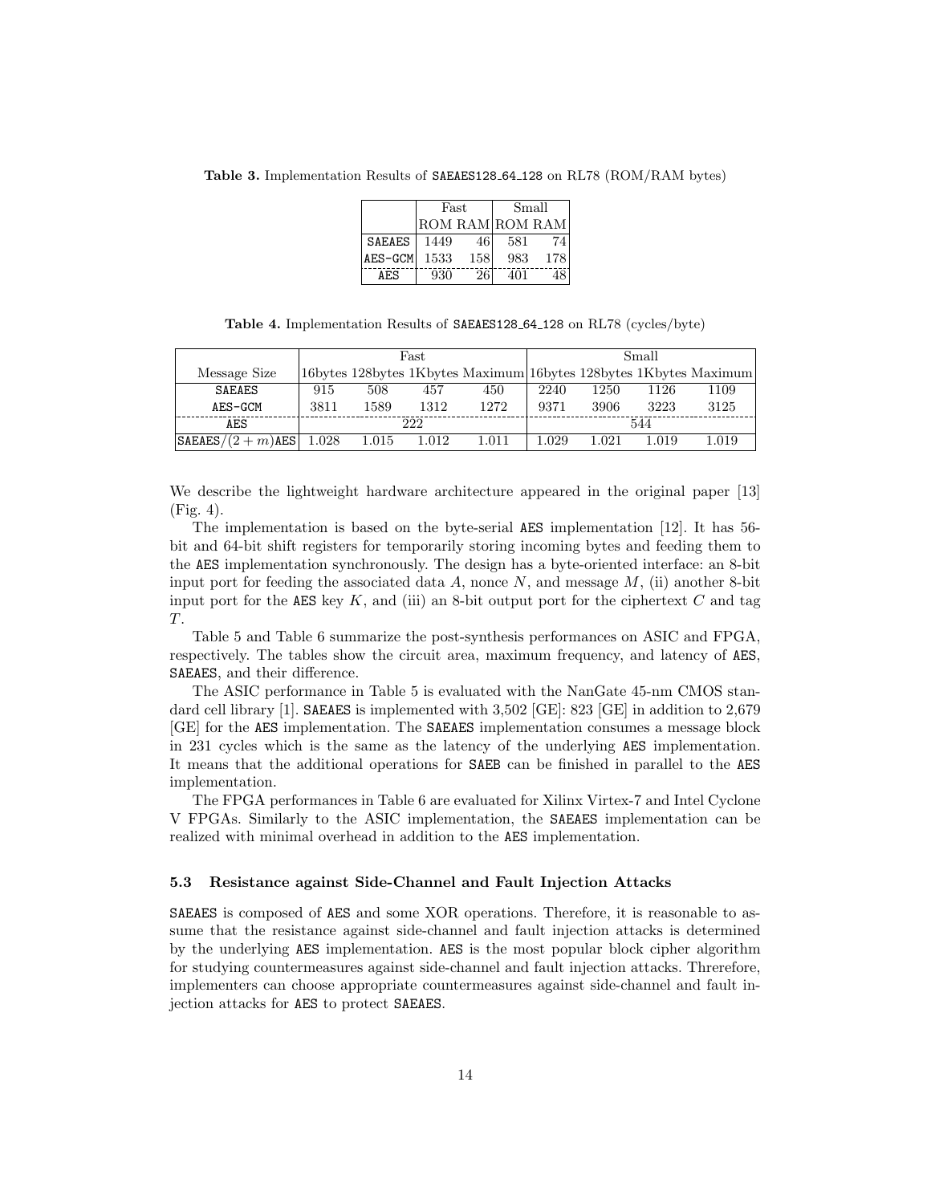**Table 3.** Implementation Results of SAEAES128_64_128 on RL78 (ROM/RAM bytes)

| | Fast | | Small | |
|---|---|---|---|---|
| | ROM | RAM | ROM | RAM |
| SAEAES | 1449 | 46 | 581 | 74 |
| AES-GCM | 1533 | 158 | 983 | 178 |
| AES | 930 | 26 | 401 | 48 |

**Table 4.** Implementation Results of SAEAES128_64_128 on RL78 (cycles/byte)

| | Fast | | | | Small | | | |
|---|---|---|---|---|---|---|---|---|
| Message Size | 16bytes | 128bytes | 1Kbytes | Maximum | 16bytes | 128bytes | 1Kbytes | Maximum |
| SAEAES | 915 | 508 | 457 | 450 | 2240 | 1250 | 1126 | 1109 |
| AES-GCM | 3811 | 1589 | 1312 | 1272 | 9371 | 3906 | 3223 | 3125 |
| AES | 222 | | | | 544 | | | |
| SAEAES$/(2+m)$AES | 1.028 | 1.015 | 1.012 | 1.011 | 1.029 | 1.021 | 1.019 | 1.019 |

We describe the lightweight hardware architecture appeared in the original paper [13] (Fig. 4).

The implementation is based on the byte-serial AES implementation [12]. It has 56-bit and 64-bit shift registers for temporarily storing incoming bytes and feeding them to the AES implementation synchronously. The design has a byte-oriented interface: an 8-bit input port for feeding the associated data $A$, nonce $N$, and message $M$, (ii) another 8-bit input port for the AES key $K$, and (iii) an 8-bit output port for the ciphertext $C$ and tag $T$.

Table 5 and Table 6 summarize the post-synthesis performances on ASIC and FPGA, respectively. The tables show the circuit area, maximum frequency, and latency of AES, SAEAES, and their difference.

The ASIC performance in Table 5 is evaluated with the NanGate 45-nm CMOS standard cell library [1]. SAEAES is implemented with 3,502 [GE]: 823 [GE] in addition to 2,679 [GE] for the AES implementation. The SAEAES implementation consumes a message block in 231 cycles which is the same as the latency of the underlying AES implementation. It means that the additional operations for SAEB can be finished in parallel to the AES implementation.

The FPGA performances in Table 6 are evaluated for Xilinx Virtex-7 and Intel Cyclone V FPGAs. Similarly to the ASIC implementation, the SAEAES implementation can be realized with minimal overhead in addition to the AES implementation.

### 5.3 Resistance against Side-Channel and Fault Injection Attacks

SAEAES is composed of AES and some XOR operations. Therefore, it is reasonable to assume that the resistance against side-channel and fault injection attacks is determined by the underlying AES implementation. AES is the most popular block cipher algorithm for studying countermeasures against side-channel and fault injection attacks. Threrefore, implementers can choose appropriate countermeasures against side-channel and fault injection attacks for AES to protect SAEAES.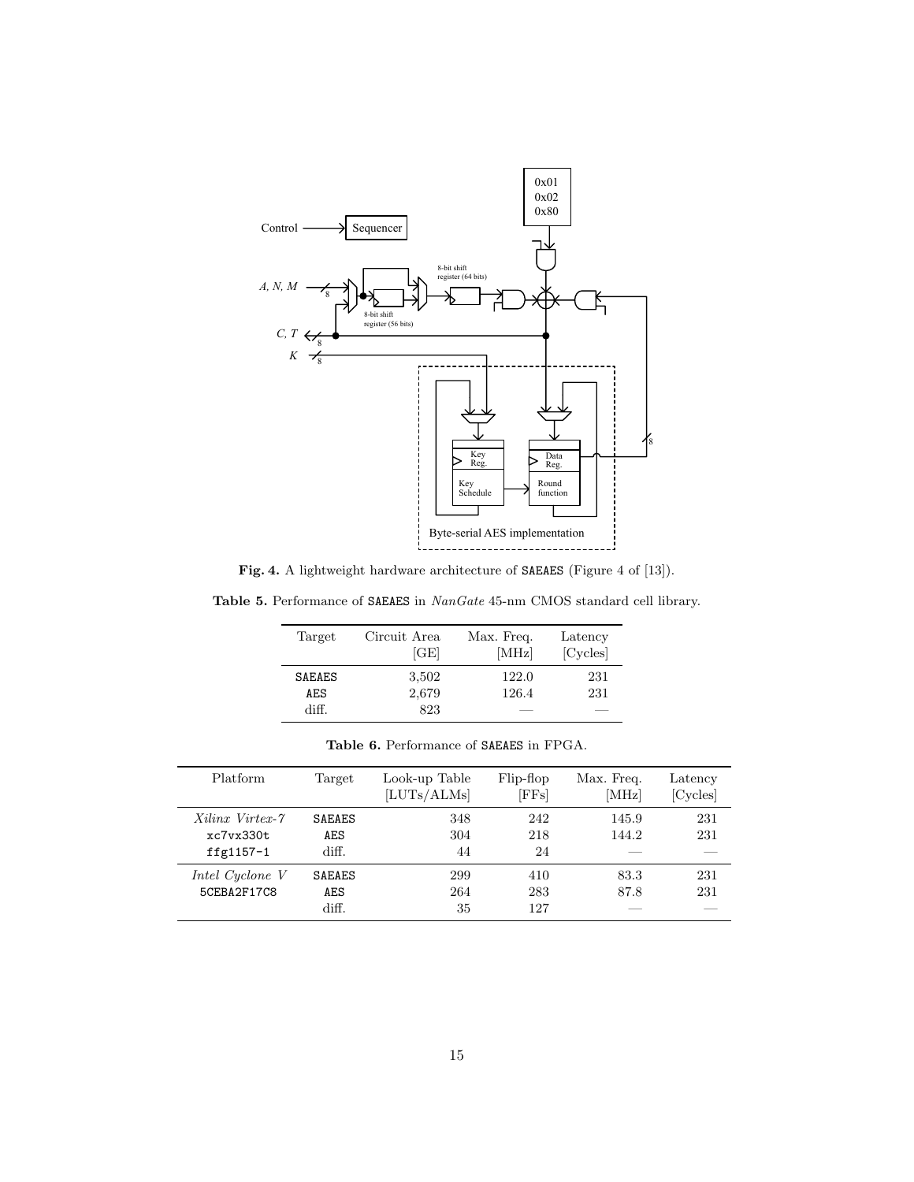**Fig. 4.** A lightweight hardware architecture of SAEAES (Figure 4 of [13]).

**Table 5.** Performance of SAEAES in *NanGate* 45-nm CMOS standard cell library.

| Target | Circuit Area [GE] | Max. Freq. [MHz] | Latency [Cycles] |
|---|---|---|---|
| SAEAES | 3,502 | 122.0 | 231 |
| AES | 2,679 | 126.4 | 231 |
| diff. | 823 | — | — |

**Table 6.** Performance of SAEAES in FPGA.

| Platform | Target | Look-up Table [LUTs/ALMs] | Flip-flop [FFs] | Max. Freq. [MHz] | Latency [Cycles] |
|---|---|---|---|---|---|
| *Xilinx Virtex-7* | SAEAES | 348 | 242 | 145.9 | 231 |
| xc7vx330t | AES | 304 | 218 | 144.2 | 231 |
| ffg1157-1 | diff. | 44 | 24 | — | — |
| *Intel Cyclone V* | SAEAES | 299 | 410 | 83.3 | 231 |
| 5CEBA2F17C8 | AES | 264 | 283 | 87.8 | 231 |
| | diff. | 35 | 127 | — | — |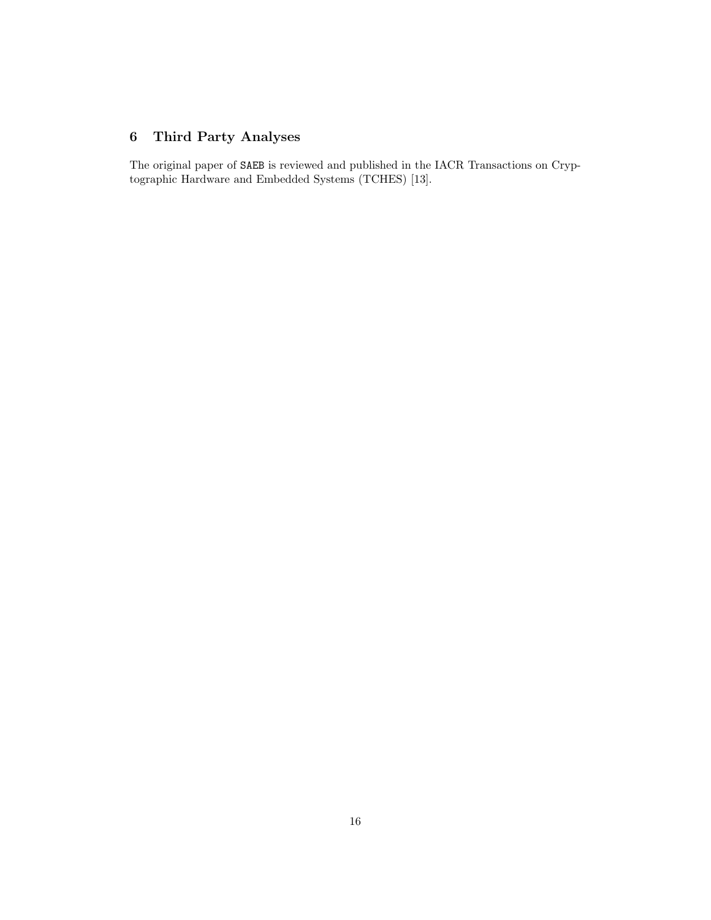## 6 Third Party Analyses

The original paper of SAEB is reviewed and published in the IACR Transactions on Cryptographic Hardware and Embedded Systems (TCHES) [13].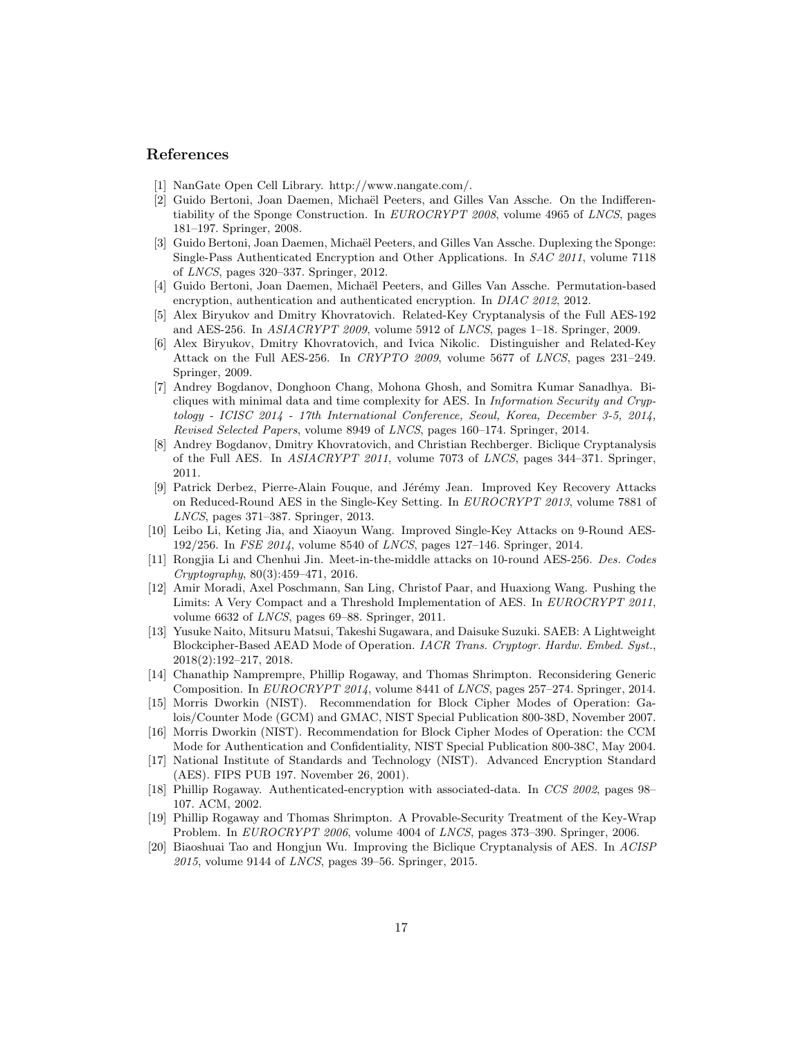## References

[1] NanGate Open Cell Library. http://www.nangate.com/.

[2] Guido Bertoni, Joan Daemen, Michaël Peeters, and Gilles Van Assche. On the Indifferentiability of the Sponge Construction. In *EUROCRYPT 2008*, volume 4965 of *LNCS*, pages 181–197. Springer, 2008.

[3] Guido Bertoni, Joan Daemen, Michaël Peeters, and Gilles Van Assche. Duplexing the Sponge: Single-Pass Authenticated Encryption and Other Applications. In *SAC 2011*, volume 7118 of *LNCS*, pages 320–337. Springer, 2012.

[4] Guido Bertoni, Joan Daemen, Michaël Peeters, and Gilles Van Assche. Permutation-based encryption, authentication and authenticated encryption. In *DIAC 2012*, 2012.

[5] Alex Biryukov and Dmitry Khovratovich. Related-Key Cryptanalysis of the Full AES-192 and AES-256. In *ASIACRYPT 2009*, volume 5912 of *LNCS*, pages 1–18. Springer, 2009.

[6] Alex Biryukov, Dmitry Khovratovich, and Ivica Nikolic. Distinguisher and Related-Key Attack on the Full AES-256. In *CRYPTO 2009*, volume 5677 of *LNCS*, pages 231–249. Springer, 2009.

[7] Andrey Bogdanov, Donghoon Chang, Mohona Ghosh, and Somitra Kumar Sanadhya. Bicliques with minimal data and time complexity for AES. In *Information Security and Cryptology - ICISC 2014 - 17th International Conference, Seoul, Korea, December 3-5, 2014, Revised Selected Papers*, volume 8949 of *LNCS*, pages 160–174. Springer, 2014.

[8] Andrey Bogdanov, Dmitry Khovratovich, and Christian Rechberger. Biclique Cryptanalysis of the Full AES. In *ASIACRYPT 2011*, volume 7073 of *LNCS*, pages 344–371. Springer, 2011.

[9] Patrick Derbez, Pierre-Alain Fouque, and Jérémy Jean. Improved Key Recovery Attacks on Reduced-Round AES in the Single-Key Setting. In *EUROCRYPT 2013*, volume 7881 of *LNCS*, pages 371–387. Springer, 2013.

[10] Leibo Li, Keting Jia, and Xiaoyun Wang. Improved Single-Key Attacks on 9-Round AES-192/256. In *FSE 2014*, volume 8540 of *LNCS*, pages 127–146. Springer, 2014.

[11] Rongjia Li and Chenhui Jin. Meet-in-the-middle attacks on 10-round AES-256. *Des. Codes Cryptography*, 80(3):459–471, 2016.

[12] Amir Moradi, Axel Poschmann, San Ling, Christof Paar, and Huaxiong Wang. Pushing the Limits: A Very Compact and a Threshold Implementation of AES. In *EUROCRYPT 2011*, volume 6632 of *LNCS*, pages 69–88. Springer, 2011.

[13] Yusuke Naito, Mitsuru Matsui, Takeshi Sugawara, and Daisuke Suzuki. SAEB: A Lightweight Blockcipher-Based AEAD Mode of Operation. *IACR Trans. Cryptogr. Hardw. Embed. Syst.*, 2018(2):192–217, 2018.

[14] Chanathip Namprempre, Phillip Rogaway, and Thomas Shrimpton. Reconsidering Generic Composition. In *EUROCRYPT 2014*, volume 8441 of *LNCS*, pages 257–274. Springer, 2014.

[15] Morris Dworkin (NIST). Recommendation for Block Cipher Modes of Operation: Galois/Counter Mode (GCM) and GMAC, NIST Special Publication 800-38D, November 2007.

[16] Morris Dworkin (NIST). Recommendation for Block Cipher Modes of Operation: the CCM Mode for Authentication and Confidentiality, NIST Special Publication 800-38C, May 2004.

[17] National Institute of Standards and Technology (NIST). Advanced Encryption Standard (AES). FIPS PUB 197. November 26, 2001).

[18] Phillip Rogaway. Authenticated-encryption with associated-data. In *CCS 2002*, pages 98–107. ACM, 2002.

[19] Phillip Rogaway and Thomas Shrimpton. A Provable-Security Treatment of the Key-Wrap Problem. In *EUROCRYPT 2006*, volume 4004 of *LNCS*, pages 373–390. Springer, 2006.

[20] Biaoshuai Tao and Hongjun Wu. Improving the Biclique Cryptanalysis of AES. In *ACISP 2015*, volume 9144 of *LNCS*, pages 39–56. Springer, 2015.